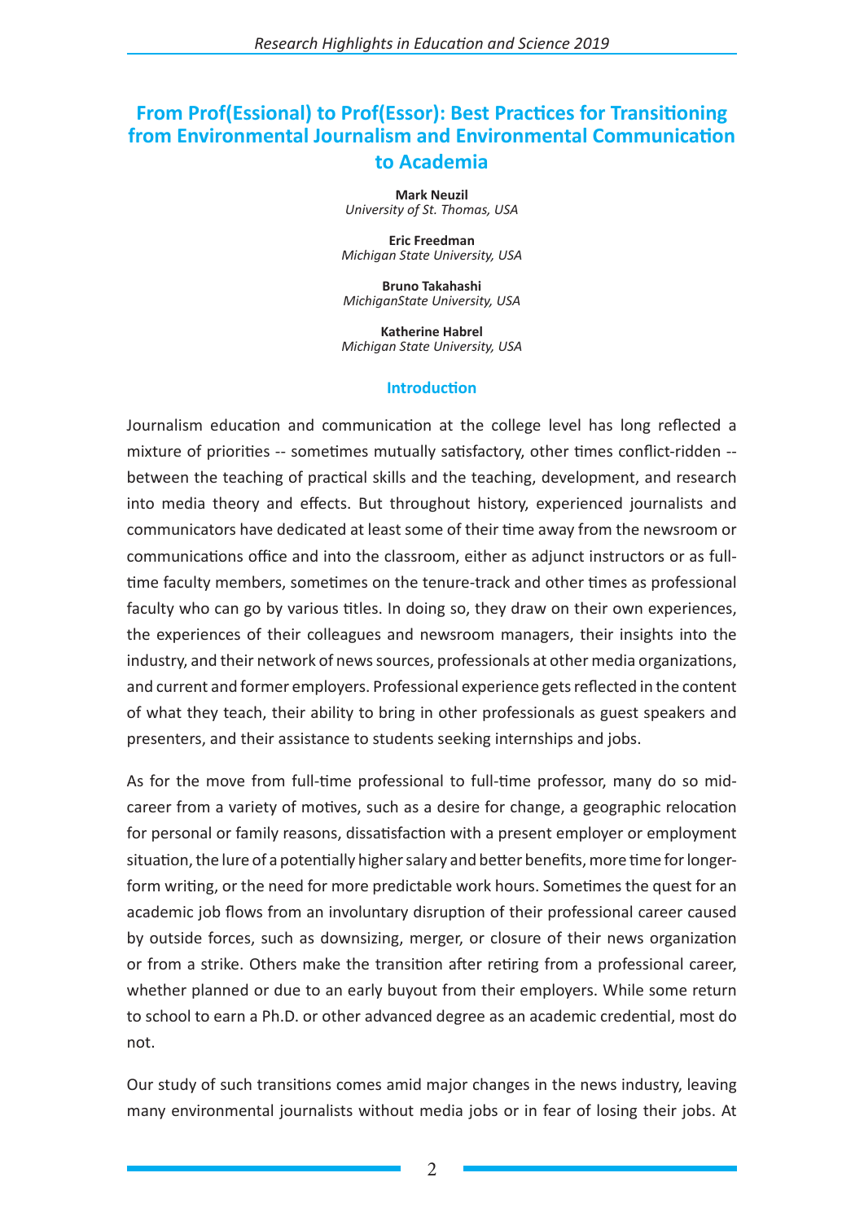# From Prof(Essional) to Prof(Essor): Best Practices for Transitioning from Environmental Journalism and Environmental Communication to Academia

**Mark Neuzil**
*University of St. Thomas, USA*

**Eric Freedman**
*Michigan State University, USA*

**Bruno Takahashi**
*MichiganState University, USA*

**Katherine Habrel**
*Michigan State University, USA*

## Introduction

Journalism education and communication at the college level has long reflected a mixture of priorities -- sometimes mutually satisfactory, other times conflict-ridden -- between the teaching of practical skills and the teaching, development, and research into media theory and effects. But throughout history, experienced journalists and communicators have dedicated at least some of their time away from the newsroom or communications office and into the classroom, either as adjunct instructors or as full-time faculty members, sometimes on the tenure-track and other times as professional faculty who can go by various titles. In doing so, they draw on their own experiences, the experiences of their colleagues and newsroom managers, their insights into the industry, and their network of news sources, professionals at other media organizations, and current and former employers. Professional experience gets reflected in the content of what they teach, their ability to bring in other professionals as guest speakers and presenters, and their assistance to students seeking internships and jobs.

As for the move from full-time professional to full-time professor, many do so mid-career from a variety of motives, such as a desire for change, a geographic relocation for personal or family reasons, dissatisfaction with a present employer or employment situation, the lure of a potentially higher salary and better benefits, more time for longer-form writing, or the need for more predictable work hours. Sometimes the quest for an academic job flows from an involuntary disruption of their professional career caused by outside forces, such as downsizing, merger, or closure of their news organization or from a strike. Others make the transition after retiring from a professional career, whether planned or due to an early buyout from their employers. While some return to school to earn a Ph.D. or other advanced degree as an academic credential, most do not.

Our study of such transitions comes amid major changes in the news industry, leaving many environmental journalists without media jobs or in fear of losing their jobs. At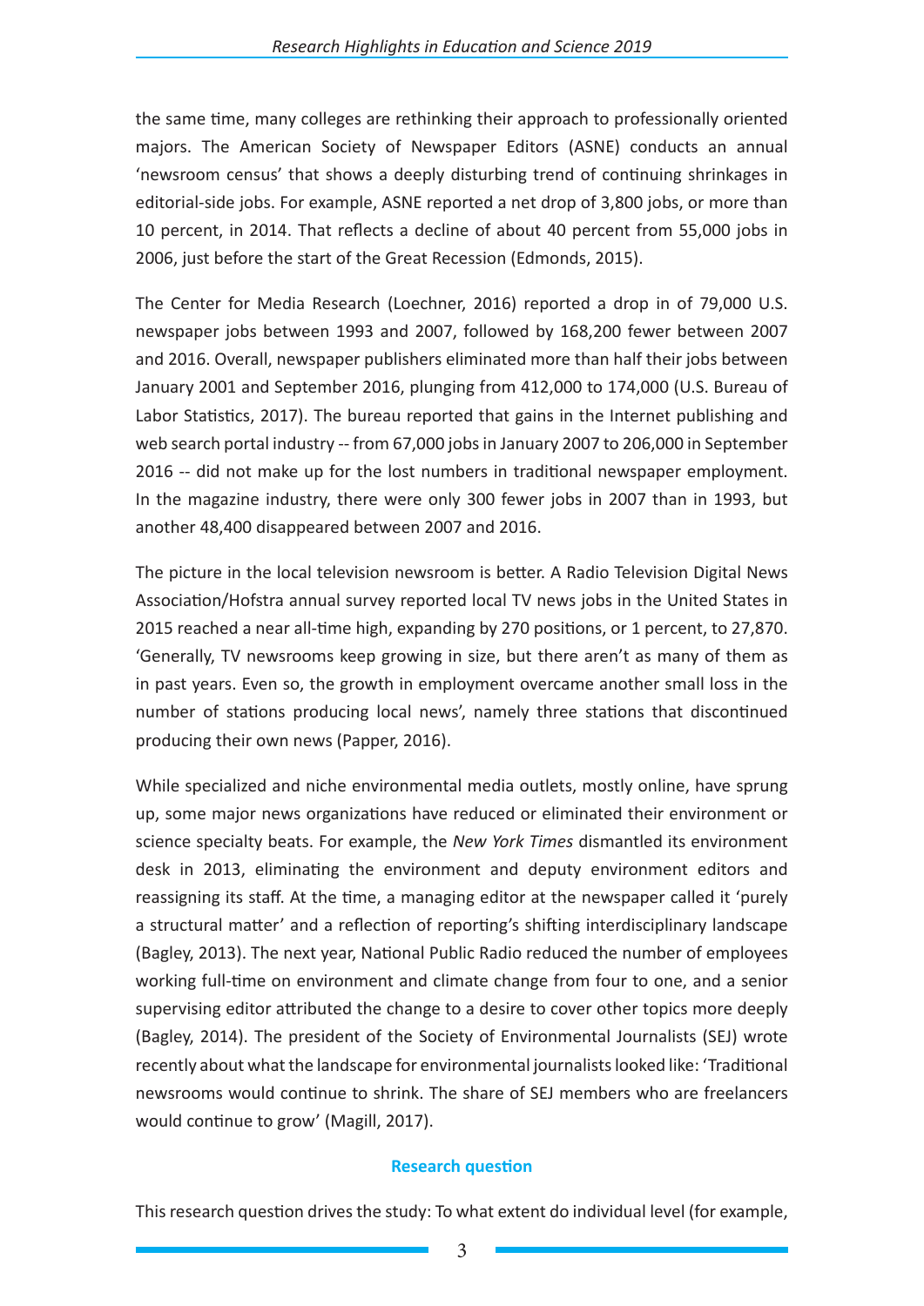the same time, many colleges are rethinking their approach to professionally oriented majors. The American Society of Newspaper Editors (ASNE) conducts an annual 'newsroom census' that shows a deeply disturbing trend of continuing shrinkages in editorial-side jobs. For example, ASNE reported a net drop of 3,800 jobs, or more than 10 percent, in 2014. That reflects a decline of about 40 percent from 55,000 jobs in 2006, just before the start of the Great Recession (Edmonds, 2015).

The Center for Media Research (Loechner, 2016) reported a drop in of 79,000 U.S. newspaper jobs between 1993 and 2007, followed by 168,200 fewer between 2007 and 2016. Overall, newspaper publishers eliminated more than half their jobs between January 2001 and September 2016, plunging from 412,000 to 174,000 (U.S. Bureau of Labor Statistics, 2017). The bureau reported that gains in the Internet publishing and web search portal industry -- from 67,000 jobs in January 2007 to 206,000 in September 2016 -- did not make up for the lost numbers in traditional newspaper employment. In the magazine industry, there were only 300 fewer jobs in 2007 than in 1993, but another 48,400 disappeared between 2007 and 2016.

The picture in the local television newsroom is better. A Radio Television Digital News Association/Hofstra annual survey reported local TV news jobs in the United States in 2015 reached a near all-time high, expanding by 270 positions, or 1 percent, to 27,870. 'Generally, TV newsrooms keep growing in size, but there aren't as many of them as in past years. Even so, the growth in employment overcame another small loss in the number of stations producing local news', namely three stations that discontinued producing their own news (Papper, 2016).

While specialized and niche environmental media outlets, mostly online, have sprung up, some major news organizations have reduced or eliminated their environment or science specialty beats. For example, the *New York Times* dismantled its environment desk in 2013, eliminating the environment and deputy environment editors and reassigning its staff. At the time, a managing editor at the newspaper called it 'purely a structural matter' and a reflection of reporting's shifting interdisciplinary landscape (Bagley, 2013). The next year, National Public Radio reduced the number of employees working full-time on environment and climate change from four to one, and a senior supervising editor attributed the change to a desire to cover other topics more deeply (Bagley, 2014). The president of the Society of Environmental Journalists (SEJ) wrote recently about what the landscape for environmental journalists looked like: 'Traditional newsrooms would continue to shrink. The share of SEJ members who are freelancers would continue to grow' (Magill, 2017).

## Research question

This research question drives the study: To what extent do individual level (for example,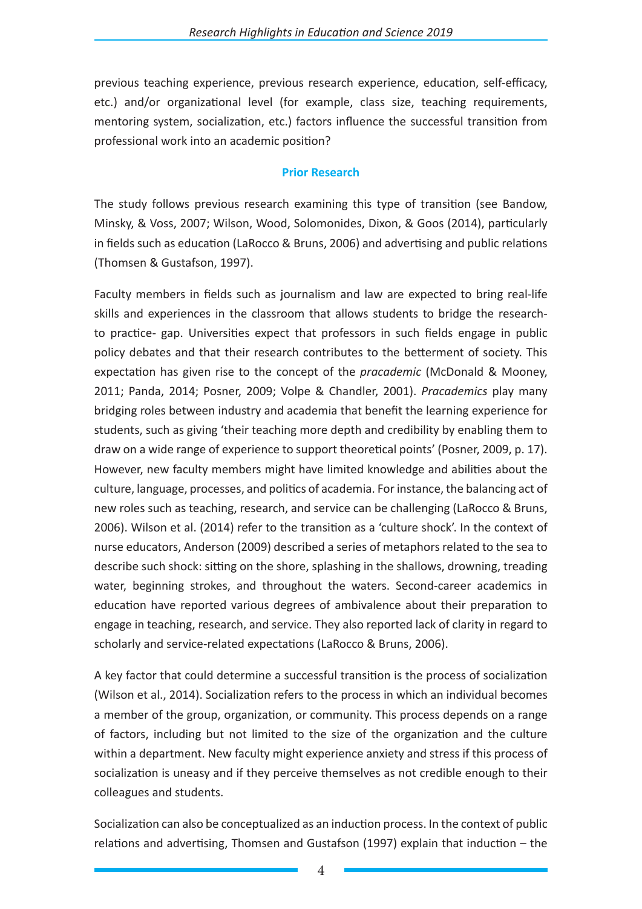previous teaching experience, previous research experience, education, self-efficacy, etc.) and/or organizational level (for example, class size, teaching requirements, mentoring system, socialization, etc.) factors influence the successful transition from professional work into an academic position?

## Prior Research

The study follows previous research examining this type of transition (see Bandow, Minsky, & Voss, 2007; Wilson, Wood, Solomonides, Dixon, & Goos (2014), particularly in fields such as education (LaRocco & Bruns, 2006) and advertising and public relations (Thomsen & Gustafson, 1997).

Faculty members in fields such as journalism and law are expected to bring real-life skills and experiences in the classroom that allows students to bridge the research-to practice- gap. Universities expect that professors in such fields engage in public policy debates and that their research contributes to the betterment of society. This expectation has given rise to the concept of the *pracademic* (McDonald & Mooney, 2011; Panda, 2014; Posner, 2009; Volpe & Chandler, 2001). *Pracademics* play many bridging roles between industry and academia that benefit the learning experience for students, such as giving 'their teaching more depth and credibility by enabling them to draw on a wide range of experience to support theoretical points' (Posner, 2009, p. 17). However, new faculty members might have limited knowledge and abilities about the culture, language, processes, and politics of academia. For instance, the balancing act of new roles such as teaching, research, and service can be challenging (LaRocco & Bruns, 2006). Wilson et al. (2014) refer to the transition as a 'culture shock'. In the context of nurse educators, Anderson (2009) described a series of metaphors related to the sea to describe such shock: sitting on the shore, splashing in the shallows, drowning, treading water, beginning strokes, and throughout the waters. Second-career academics in education have reported various degrees of ambivalence about their preparation to engage in teaching, research, and service. They also reported lack of clarity in regard to scholarly and service-related expectations (LaRocco & Bruns, 2006).

A key factor that could determine a successful transition is the process of socialization (Wilson et al., 2014). Socialization refers to the process in which an individual becomes a member of the group, organization, or community. This process depends on a range of factors, including but not limited to the size of the organization and the culture within a department. New faculty might experience anxiety and stress if this process of socialization is uneasy and if they perceive themselves as not credible enough to their colleagues and students.

Socialization can also be conceptualized as an induction process. In the context of public relations and advertising, Thomsen and Gustafson (1997) explain that induction – the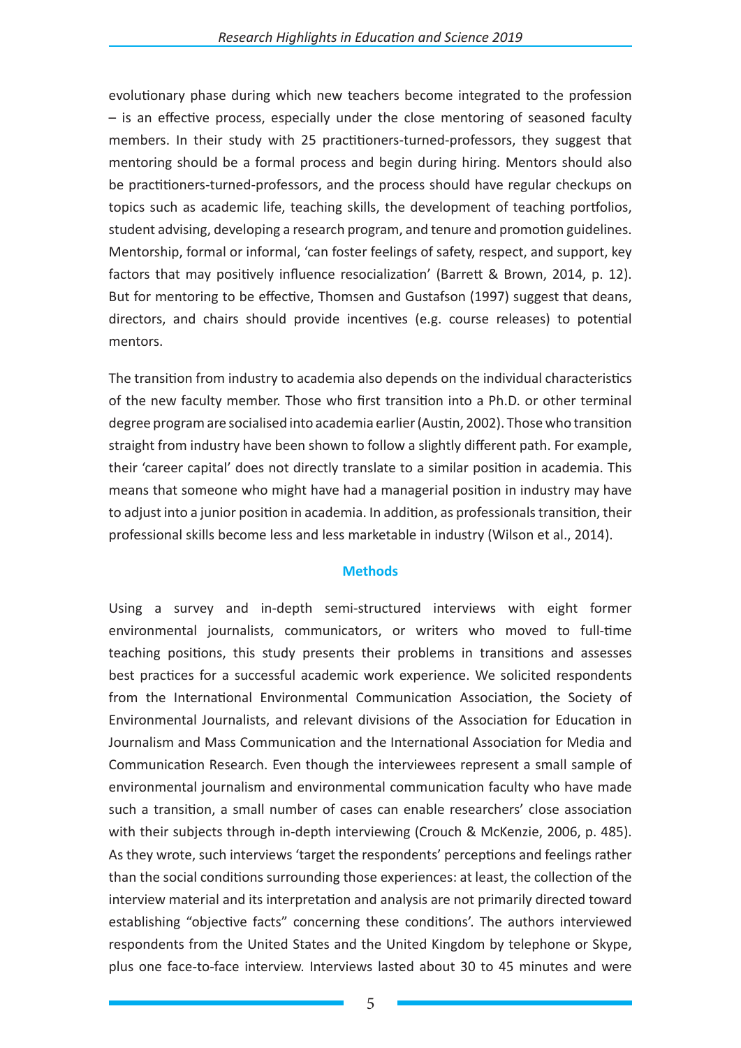evolutionary phase during which new teachers become integrated to the profession – is an effective process, especially under the close mentoring of seasoned faculty members. In their study with 25 practitioners-turned-professors, they suggest that mentoring should be a formal process and begin during hiring. Mentors should also be practitioners-turned-professors, and the process should have regular checkups on topics such as academic life, teaching skills, the development of teaching portfolios, student advising, developing a research program, and tenure and promotion guidelines. Mentorship, formal or informal, 'can foster feelings of safety, respect, and support, key factors that may positively influence resocialization' (Barrett & Brown, 2014, p. 12). But for mentoring to be effective, Thomsen and Gustafson (1997) suggest that deans, directors, and chairs should provide incentives (e.g. course releases) to potential mentors.

The transition from industry to academia also depends on the individual characteristics of the new faculty member. Those who first transition into a Ph.D. or other terminal degree program are socialised into academia earlier (Austin, 2002). Those who transition straight from industry have been shown to follow a slightly different path. For example, their 'career capital' does not directly translate to a similar position in academia. This means that someone who might have had a managerial position in industry may have to adjust into a junior position in academia. In addition, as professionals transition, their professional skills become less and less marketable in industry (Wilson et al., 2014).

## Methods

Using a survey and in-depth semi-structured interviews with eight former environmental journalists, communicators, or writers who moved to full-time teaching positions, this study presents their problems in transitions and assesses best practices for a successful academic work experience. We solicited respondents from the International Environmental Communication Association, the Society of Environmental Journalists, and relevant divisions of the Association for Education in Journalism and Mass Communication and the International Association for Media and Communication Research. Even though the interviewees represent a small sample of environmental journalism and environmental communication faculty who have made such a transition, a small number of cases can enable researchers' close association with their subjects through in-depth interviewing (Crouch & McKenzie, 2006, p. 485). As they wrote, such interviews 'target the respondents' perceptions and feelings rather than the social conditions surrounding those experiences: at least, the collection of the interview material and its interpretation and analysis are not primarily directed toward establishing "objective facts" concerning these conditions'. The authors interviewed respondents from the United States and the United Kingdom by telephone or Skype, plus one face-to-face interview. Interviews lasted about 30 to 45 minutes and were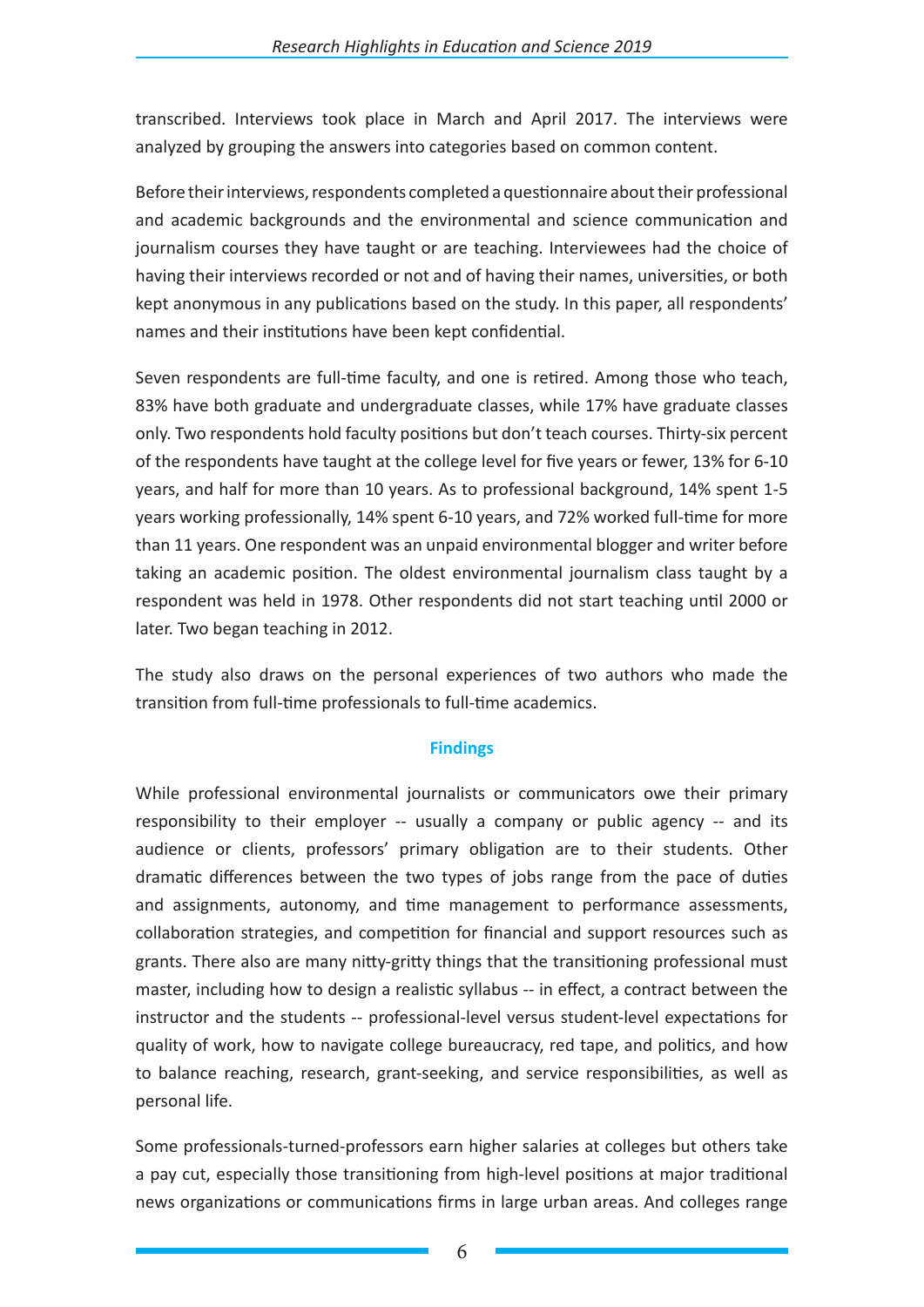transcribed. Interviews took place in March and April 2017. The interviews were analyzed by grouping the answers into categories based on common content.

Before their interviews, respondents completed a questionnaire about their professional and academic backgrounds and the environmental and science communication and journalism courses they have taught or are teaching. Interviewees had the choice of having their interviews recorded or not and of having their names, universities, or both kept anonymous in any publications based on the study. In this paper, all respondents' names and their institutions have been kept confidential.

Seven respondents are full-time faculty, and one is retired. Among those who teach, 83% have both graduate and undergraduate classes, while 17% have graduate classes only. Two respondents hold faculty positions but don't teach courses. Thirty-six percent of the respondents have taught at the college level for five years or fewer, 13% for 6-10 years, and half for more than 10 years. As to professional background, 14% spent 1-5 years working professionally, 14% spent 6-10 years, and 72% worked full-time for more than 11 years. One respondent was an unpaid environmental blogger and writer before taking an academic position. The oldest environmental journalism class taught by a respondent was held in 1978. Other respondents did not start teaching until 2000 or later. Two began teaching in 2012.

The study also draws on the personal experiences of two authors who made the transition from full-time professionals to full-time academics.

## Findings

While professional environmental journalists or communicators owe their primary responsibility to their employer -- usually a company or public agency -- and its audience or clients, professors' primary obligation are to their students. Other dramatic differences between the two types of jobs range from the pace of duties and assignments, autonomy, and time management to performance assessments, collaboration strategies, and competition for financial and support resources such as grants. There also are many nitty-gritty things that the transitioning professional must master, including how to design a realistic syllabus -- in effect, a contract between the instructor and the students -- professional-level versus student-level expectations for quality of work, how to navigate college bureaucracy, red tape, and politics, and how to balance reaching, research, grant-seeking, and service responsibilities, as well as personal life.

Some professionals-turned-professors earn higher salaries at colleges but others take a pay cut, especially those transitioning from high-level positions at major traditional news organizations or communications firms in large urban areas. And colleges range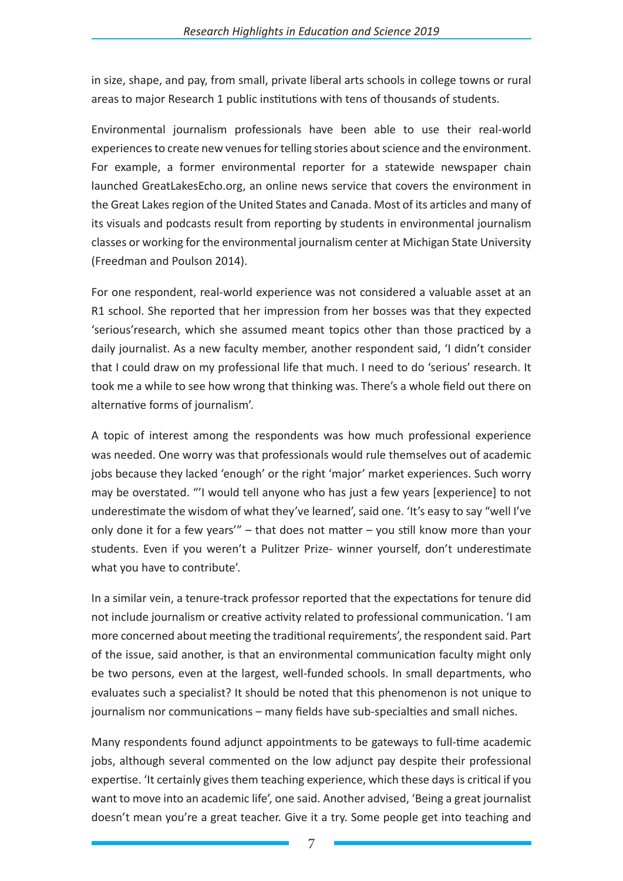in size, shape, and pay, from small, private liberal arts schools in college towns or rural areas to major Research 1 public institutions with tens of thousands of students.

Environmental journalism professionals have been able to use their real-world experiences to create new venues for telling stories about science and the environment. For example, a former environmental reporter for a statewide newspaper chain launched GreatLakesEcho.org, an online news service that covers the environment in the Great Lakes region of the United States and Canada. Most of its articles and many of its visuals and podcasts result from reporting by students in environmental journalism classes or working for the environmental journalism center at Michigan State University (Freedman and Poulson 2014).

For one respondent, real-world experience was not considered a valuable asset at an R1 school. She reported that her impression from her bosses was that they expected 'serious'research, which she assumed meant topics other than those practiced by a daily journalist. As a new faculty member, another respondent said, 'I didn't consider that I could draw on my professional life that much. I need to do 'serious' research. It took me a while to see how wrong that thinking was. There's a whole field out there on alternative forms of journalism'.

A topic of interest among the respondents was how much professional experience was needed. One worry was that professionals would rule themselves out of academic jobs because they lacked 'enough' or the right 'major' market experiences. Such worry may be overstated. "'I would tell anyone who has just a few years [experience] to not underestimate the wisdom of what they've learned', said one. 'It's easy to say "well I've only done it for a few years'" – that does not matter – you still know more than your students. Even if you weren't a Pulitzer Prize- winner yourself, don't underestimate what you have to contribute'.

In a similar vein, a tenure-track professor reported that the expectations for tenure did not include journalism or creative activity related to professional communication. 'I am more concerned about meeting the traditional requirements', the respondent said. Part of the issue, said another, is that an environmental communication faculty might only be two persons, even at the largest, well-funded schools. In small departments, who evaluates such a specialist? It should be noted that this phenomenon is not unique to journalism nor communications – many fields have sub-specialties and small niches.

Many respondents found adjunct appointments to be gateways to full-time academic jobs, although several commented on the low adjunct pay despite their professional expertise. 'It certainly gives them teaching experience, which these days is critical if you want to move into an academic life', one said. Another advised, 'Being a great journalist doesn't mean you're a great teacher. Give it a try. Some people get into teaching and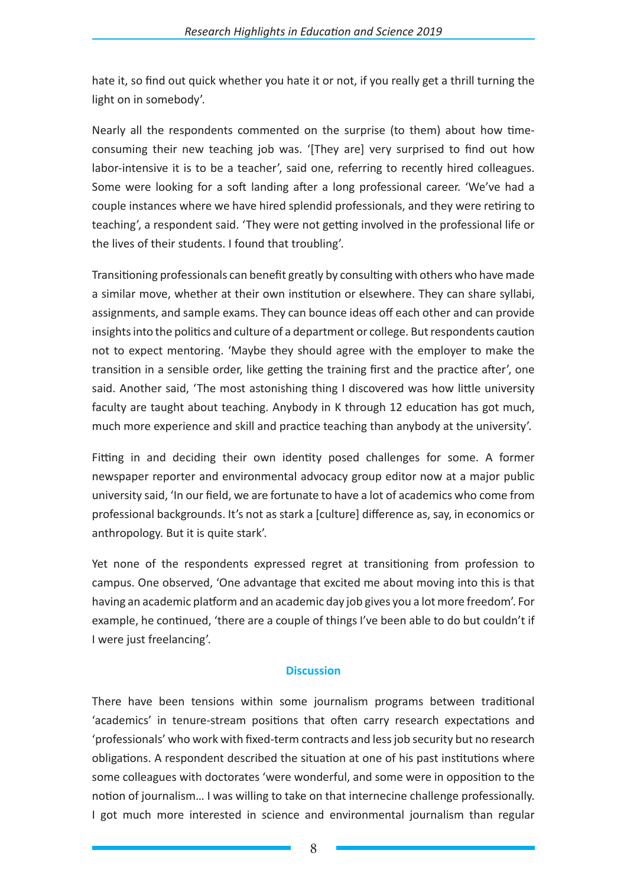hate it, so find out quick whether you hate it or not, if you really get a thrill turning the light on in somebody'.

Nearly all the respondents commented on the surprise (to them) about how time-consuming their new teaching job was. '[They are] very surprised to find out how labor-intensive it is to be a teacher', said one, referring to recently hired colleagues. Some were looking for a soft landing after a long professional career. 'We've had a couple instances where we have hired splendid professionals, and they were retiring to teaching', a respondent said. 'They were not getting involved in the professional life or the lives of their students. I found that troubling'.

Transitioning professionals can benefit greatly by consulting with others who have made a similar move, whether at their own institution or elsewhere. They can share syllabi, assignments, and sample exams. They can bounce ideas off each other and can provide insights into the politics and culture of a department or college. But respondents caution not to expect mentoring. 'Maybe they should agree with the employer to make the transition in a sensible order, like getting the training first and the practice after', one said. Another said, 'The most astonishing thing I discovered was how little university faculty are taught about teaching. Anybody in K through 12 education has got much, much more experience and skill and practice teaching than anybody at the university'.

Fitting in and deciding their own identity posed challenges for some. A former newspaper reporter and environmental advocacy group editor now at a major public university said, 'In our field, we are fortunate to have a lot of academics who come from professional backgrounds. It's not as stark a [culture] difference as, say, in economics or anthropology. But it is quite stark'.

Yet none of the respondents expressed regret at transitioning from profession to campus. One observed, 'One advantage that excited me about moving into this is that having an academic platform and an academic day job gives you a lot more freedom'. For example, he continued, 'there are a couple of things I've been able to do but couldn't if I were just freelancing'.

## Discussion

There have been tensions within some journalism programs between traditional 'academics' in tenure-stream positions that often carry research expectations and 'professionals' who work with fixed-term contracts and less job security but no research obligations. A respondent described the situation at one of his past institutions where some colleagues with doctorates 'were wonderful, and some were in opposition to the notion of journalism… I was willing to take on that internecine challenge professionally. I got much more interested in science and environmental journalism than regular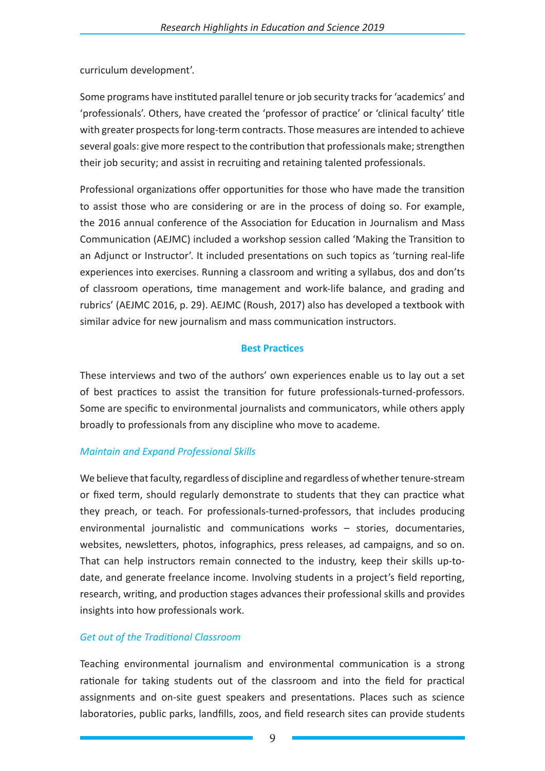curriculum development'.

Some programs have instituted parallel tenure or job security tracks for 'academics' and 'professionals'. Others, have created the 'professor of practice' or 'clinical faculty' title with greater prospects for long-term contracts. Those measures are intended to achieve several goals: give more respect to the contribution that professionals make; strengthen their job security; and assist in recruiting and retaining talented professionals.

Professional organizations offer opportunities for those who have made the transition to assist those who are considering or are in the process of doing so. For example, the 2016 annual conference of the Association for Education in Journalism and Mass Communication (AEJMC) included a workshop session called 'Making the Transition to an Adjunct or Instructor'. It included presentations on such topics as 'turning real-life experiences into exercises. Running a classroom and writing a syllabus, dos and don'ts of classroom operations, time management and work-life balance, and grading and rubrics' (AEJMC 2016, p. 29). AEJMC (Roush, 2017) also has developed a textbook with similar advice for new journalism and mass communication instructors.

## Best Practices

These interviews and two of the authors' own experiences enable us to lay out a set of best practices to assist the transition for future professionals-turned-professors. Some are specific to environmental journalists and communicators, while others apply broadly to professionals from any discipline who move to academe.

### *Maintain and Expand Professional Skills*

We believe that faculty, regardless of discipline and regardless of whether tenure-stream or fixed term, should regularly demonstrate to students that they can practice what they preach, or teach. For professionals-turned-professors, that includes producing environmental journalistic and communications works – stories, documentaries, websites, newsletters, photos, infographics, press releases, ad campaigns, and so on. That can help instructors remain connected to the industry, keep their skills up-to-date, and generate freelance income. Involving students in a project's field reporting, research, writing, and production stages advances their professional skills and provides insights into how professionals work.

### *Get out of the Traditional Classroom*

Teaching environmental journalism and environmental communication is a strong rationale for taking students out of the classroom and into the field for practical assignments and on-site guest speakers and presentations. Places such as science laboratories, public parks, landfills, zoos, and field research sites can provide students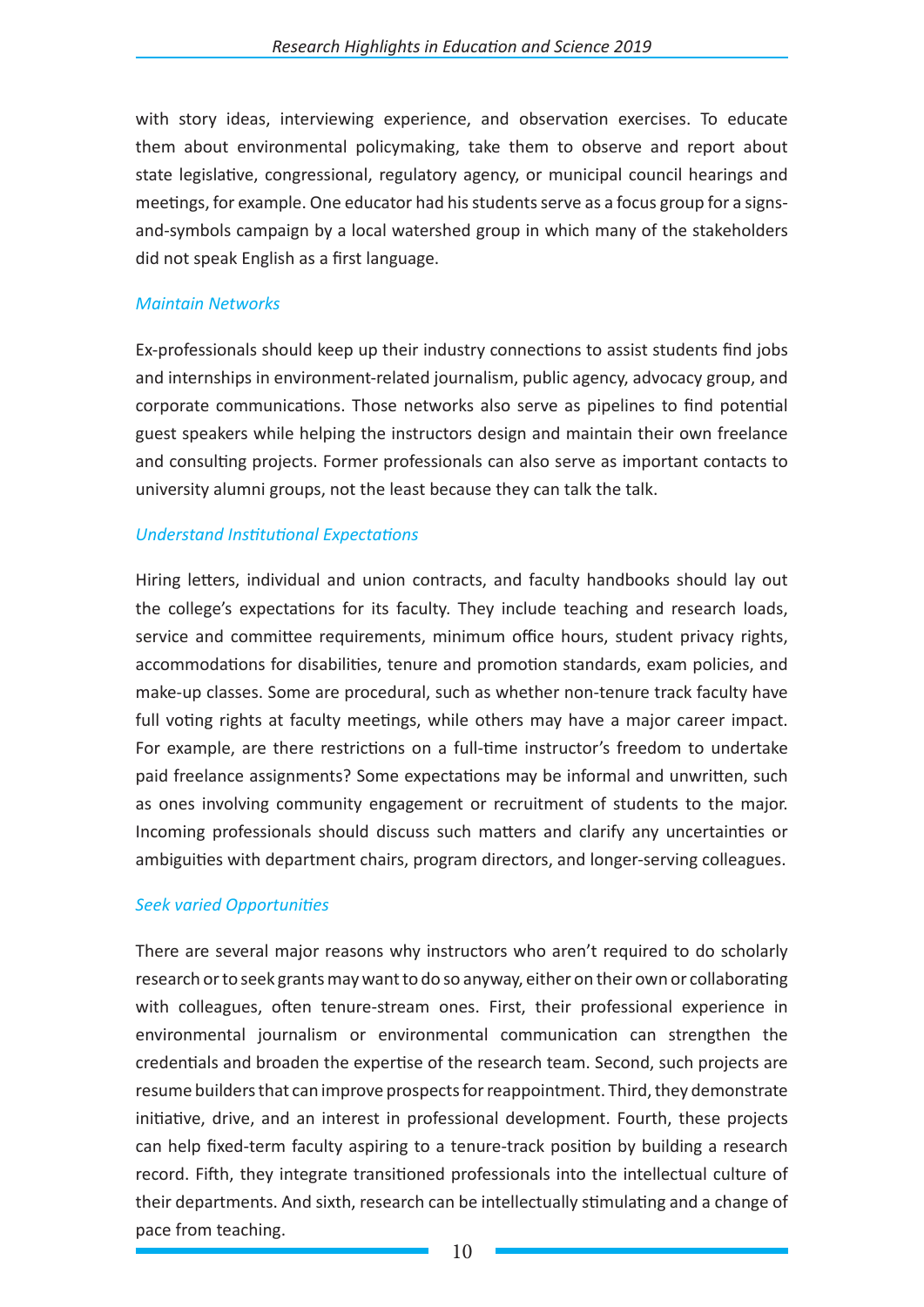with story ideas, interviewing experience, and observation exercises. To educate them about environmental policymaking, take them to observe and report about state legislative, congressional, regulatory agency, or municipal council hearings and meetings, for example. One educator had his students serve as a focus group for a signs-and-symbols campaign by a local watershed group in which many of the stakeholders did not speak English as a first language.

### *Maintain Networks*

Ex-professionals should keep up their industry connections to assist students find jobs and internships in environment-related journalism, public agency, advocacy group, and corporate communications. Those networks also serve as pipelines to find potential guest speakers while helping the instructors design and maintain their own freelance and consulting projects. Former professionals can also serve as important contacts to university alumni groups, not the least because they can talk the talk.

### *Understand Institutional Expectations*

Hiring letters, individual and union contracts, and faculty handbooks should lay out the college's expectations for its faculty. They include teaching and research loads, service and committee requirements, minimum office hours, student privacy rights, accommodations for disabilities, tenure and promotion standards, exam policies, and make-up classes. Some are procedural, such as whether non-tenure track faculty have full voting rights at faculty meetings, while others may have a major career impact. For example, are there restrictions on a full-time instructor's freedom to undertake paid freelance assignments? Some expectations may be informal and unwritten, such as ones involving community engagement or recruitment of students to the major. Incoming professionals should discuss such matters and clarify any uncertainties or ambiguities with department chairs, program directors, and longer-serving colleagues.

### *Seek varied Opportunities*

There are several major reasons why instructors who aren't required to do scholarly research or to seek grants may want to do so anyway, either on their own or collaborating with colleagues, often tenure-stream ones. First, their professional experience in environmental journalism or environmental communication can strengthen the credentials and broaden the expertise of the research team. Second, such projects are resume builders that can improve prospects for reappointment. Third, they demonstrate initiative, drive, and an interest in professional development. Fourth, these projects can help fixed-term faculty aspiring to a tenure-track position by building a research record. Fifth, they integrate transitioned professionals into the intellectual culture of their departments. And sixth, research can be intellectually stimulating and a change of pace from teaching.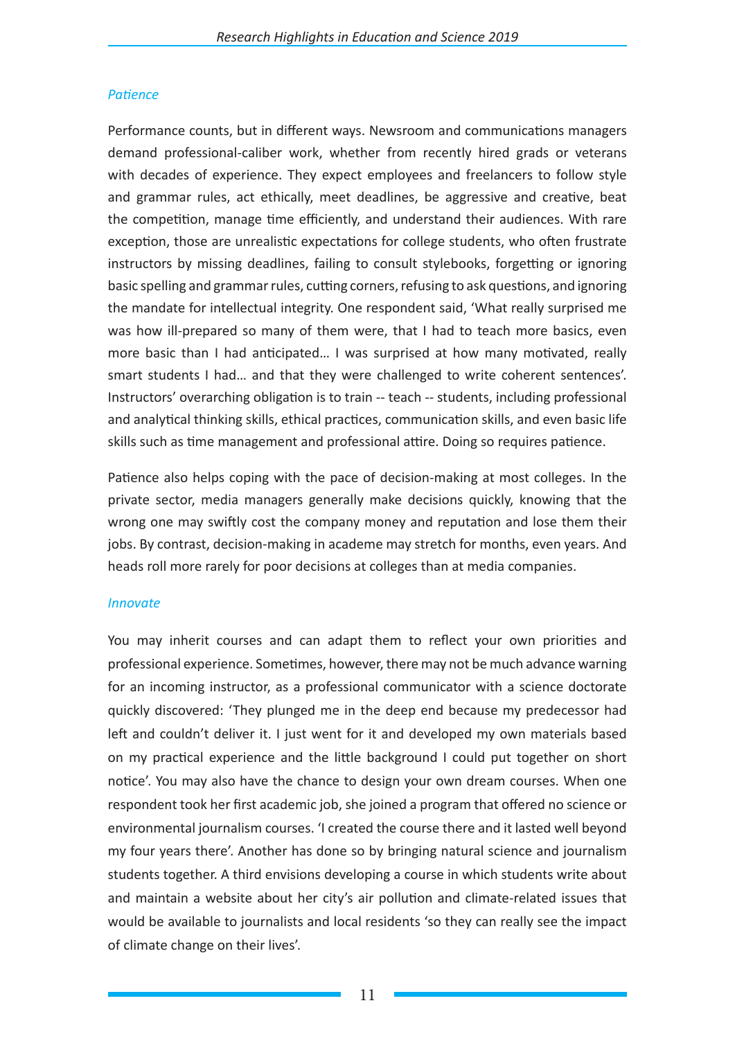*Patience*

Performance counts, but in different ways. Newsroom and communications managers demand professional-caliber work, whether from recently hired grads or veterans with decades of experience. They expect employees and freelancers to follow style and grammar rules, act ethically, meet deadlines, be aggressive and creative, beat the competition, manage time efficiently, and understand their audiences. With rare exception, those are unrealistic expectations for college students, who often frustrate instructors by missing deadlines, failing to consult stylebooks, forgetting or ignoring basic spelling and grammar rules, cutting corners, refusing to ask questions, and ignoring the mandate for intellectual integrity. One respondent said, 'What really surprised me was how ill-prepared so many of them were, that I had to teach more basics, even more basic than I had anticipated… I was surprised at how many motivated, really smart students I had… and that they were challenged to write coherent sentences'. Instructors' overarching obligation is to train -- teach -- students, including professional and analytical thinking skills, ethical practices, communication skills, and even basic life skills such as time management and professional attire. Doing so requires patience.

Patience also helps coping with the pace of decision-making at most colleges. In the private sector, media managers generally make decisions quickly, knowing that the wrong one may swiftly cost the company money and reputation and lose them their jobs. By contrast, decision-making in academe may stretch for months, even years. And heads roll more rarely for poor decisions at colleges than at media companies.

*Innovate*

You may inherit courses and can adapt them to reflect your own priorities and professional experience. Sometimes, however, there may not be much advance warning for an incoming instructor, as a professional communicator with a science doctorate quickly discovered: 'They plunged me in the deep end because my predecessor had left and couldn't deliver it. I just went for it and developed my own materials based on my practical experience and the little background I could put together on short notice'. You may also have the chance to design your own dream courses. When one respondent took her first academic job, she joined a program that offered no science or environmental journalism courses. 'I created the course there and it lasted well beyond my four years there'. Another has done so by bringing natural science and journalism students together. A third envisions developing a course in which students write about and maintain a website about her city's air pollution and climate-related issues that would be available to journalists and local residents 'so they can really see the impact of climate change on their lives'.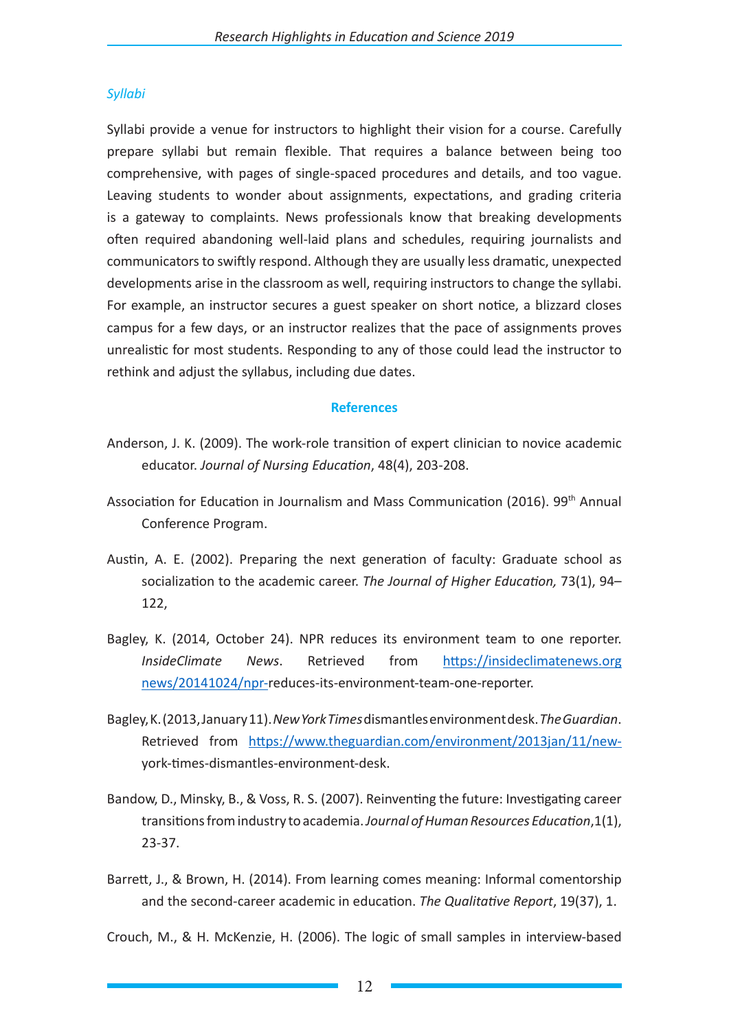*Syllabi*

Syllabi provide a venue for instructors to highlight their vision for a course. Carefully prepare syllabi but remain flexible. That requires a balance between being too comprehensive, with pages of single-spaced procedures and details, and too vague. Leaving students to wonder about assignments, expectations, and grading criteria is a gateway to complaints. News professionals know that breaking developments often required abandoning well-laid plans and schedules, requiring journalists and communicators to swiftly respond. Although they are usually less dramatic, unexpected developments arise in the classroom as well, requiring instructors to change the syllabi. For example, an instructor secures a guest speaker on short notice, a blizzard closes campus for a few days, or an instructor realizes that the pace of assignments proves unrealistic for most students. Responding to any of those could lead the instructor to rethink and adjust the syllabus, including due dates.

## References

Anderson, J. K. (2009). The work-role transition of expert clinician to novice academic educator. *Journal of Nursing Education*, 48(4), 203-208.

Association for Education in Journalism and Mass Communication (2016). 99th Annual Conference Program.

Austin, A. E. (2002). Preparing the next generation of faculty: Graduate school as socialization to the academic career. *The Journal of Higher Education,* 73(1), 94–122,

Bagley, K. (2014, October 24). NPR reduces its environment team to one reporter. *InsideClimate News*. Retrieved from https://insideclimatenews.org news/20141024/npr-reduces-its-environment-team-one-reporter.

Bagley, K. (2013, January 11). *New York Times* dismantles environment desk. *The Guardian*. Retrieved from https://www.theguardian.com/environment/2013jan/11/new-york-times-dismantles-environment-desk.

Bandow, D., Minsky, B., & Voss, R. S. (2007). Reinventing the future: Investigating career transitions from industry to academia. *Journal of Human Resources Education*,1(1), 23-37.

Barrett, J., & Brown, H. (2014). From learning comes meaning: Informal comentorship and the second-career academic in education. *The Qualitative Report*, 19(37), 1.

Crouch, M., & H. McKenzie, H. (2006). The logic of small samples in interview-based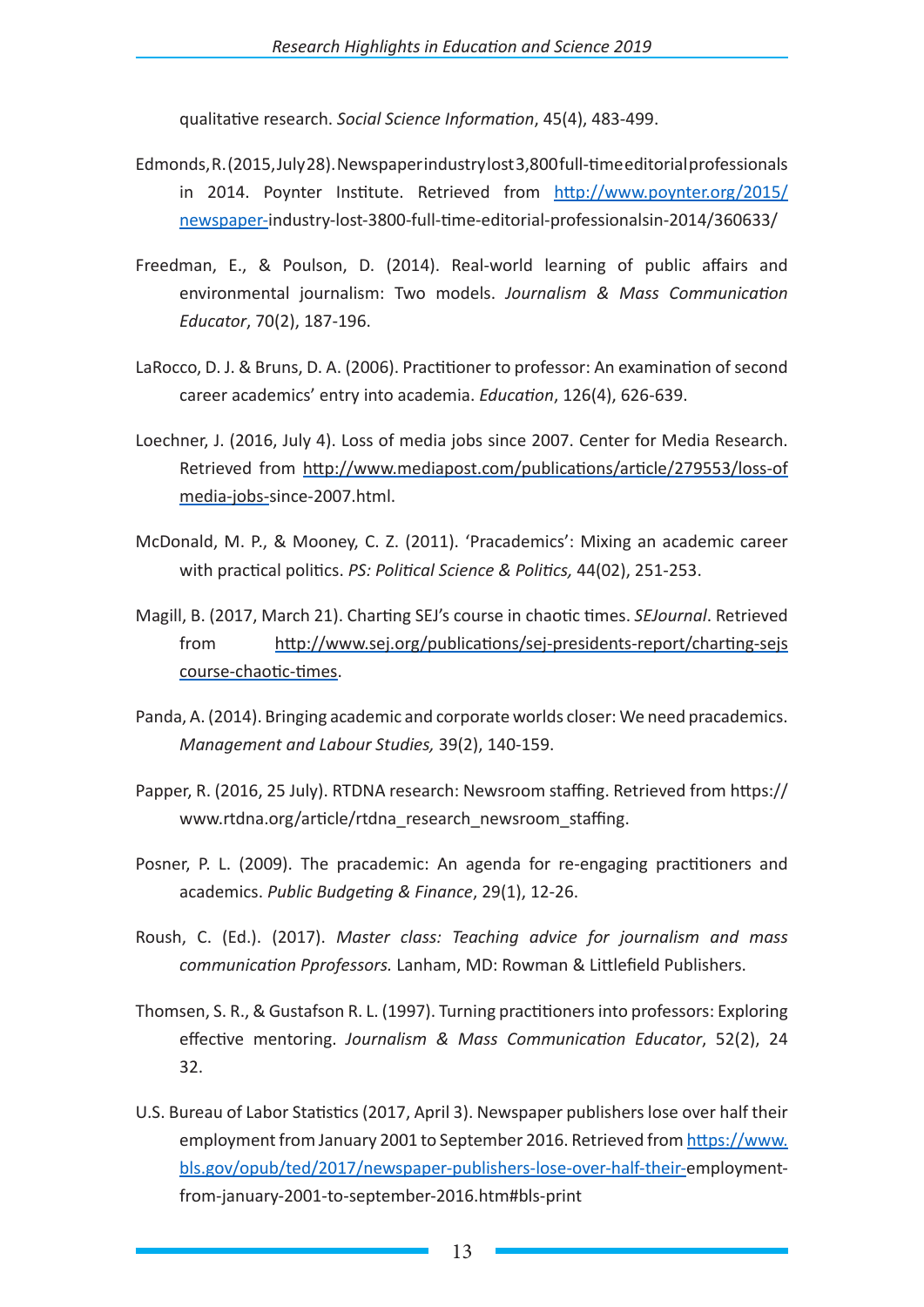qualitative research. *Social Science Information*, 45(4), 483-499.

Edmonds, R. (2015, July 28). Newspaper industry lost 3,800 full-time editorial professionals in 2014. Poynter Institute. Retrieved from http://www.poynter.org/2015/newspaper-industry-lost-3800-full-time-editorial-professionalsin-2014/360633/

Freedman, E., & Poulson, D. (2014). Real-world learning of public affairs and environmental journalism: Two models. *Journalism & Mass Communication Educator*, 70(2), 187-196.

LaRocco, D. J. & Bruns, D. A. (2006). Practitioner to professor: An examination of second career academics' entry into academia. *Education*, 126(4), 626-639.

Loechner, J. (2016, July 4). Loss of media jobs since 2007. Center for Media Research. Retrieved from http://www.mediapost.com/publications/article/279553/loss-of media-jobs-since-2007.html.

McDonald, M. P., & Mooney, C. Z. (2011). 'Pracademics': Mixing an academic career with practical politics. *PS: Political Science & Politics,* 44(02), 251-253.

Magill, B. (2017, March 21). Charting SEJ's course in chaotic times. *SEJournal*. Retrieved from http://www.sej.org/publications/sej-presidents-report/charting-sejs course-chaotic-times.

Panda, A. (2014). Bringing academic and corporate worlds closer: We need pracademics. *Management and Labour Studies,* 39(2), 140-159.

Papper, R. (2016, 25 July). RTDNA research: Newsroom staffing. Retrieved from https://www.rtdna.org/article/rtdna_research_newsroom_staffing.

Posner, P. L. (2009). The pracademic: An agenda for re-engaging practitioners and academics. *Public Budgeting & Finance*, 29(1), 12-26.

Roush, C. (Ed.). (2017). *Master class: Teaching advice for journalism and mass communication Pprofessors.* Lanham, MD: Rowman & Littlefield Publishers.

Thomsen, S. R., & Gustafson R. L. (1997). Turning practitioners into professors: Exploring effective mentoring. *Journalism & Mass Communication Educator*, 52(2), 24 32.

U.S. Bureau of Labor Statistics (2017, April 3). Newspaper publishers lose over half their employment from January 2001 to September 2016. Retrieved from https://www.bls.gov/opub/ted/2017/newspaper-publishers-lose-over-half-their-employment-from-january-2001-to-september-2016.htm#bls-print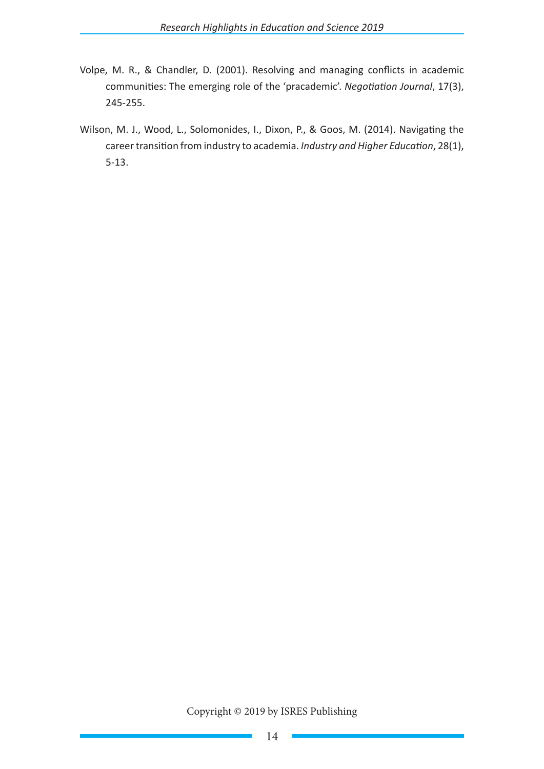Volpe, M. R., & Chandler, D. (2001). Resolving and managing conflicts in academic communities: The emerging role of the 'pracademic'. *Negotiation Journal*, 17(3), 245-255.

Wilson, M. J., Wood, L., Solomonides, I., Dixon, P., & Goos, M. (2014). Navigating the career transition from industry to academia. *Industry and Higher Education*, 28(1), 5-13.